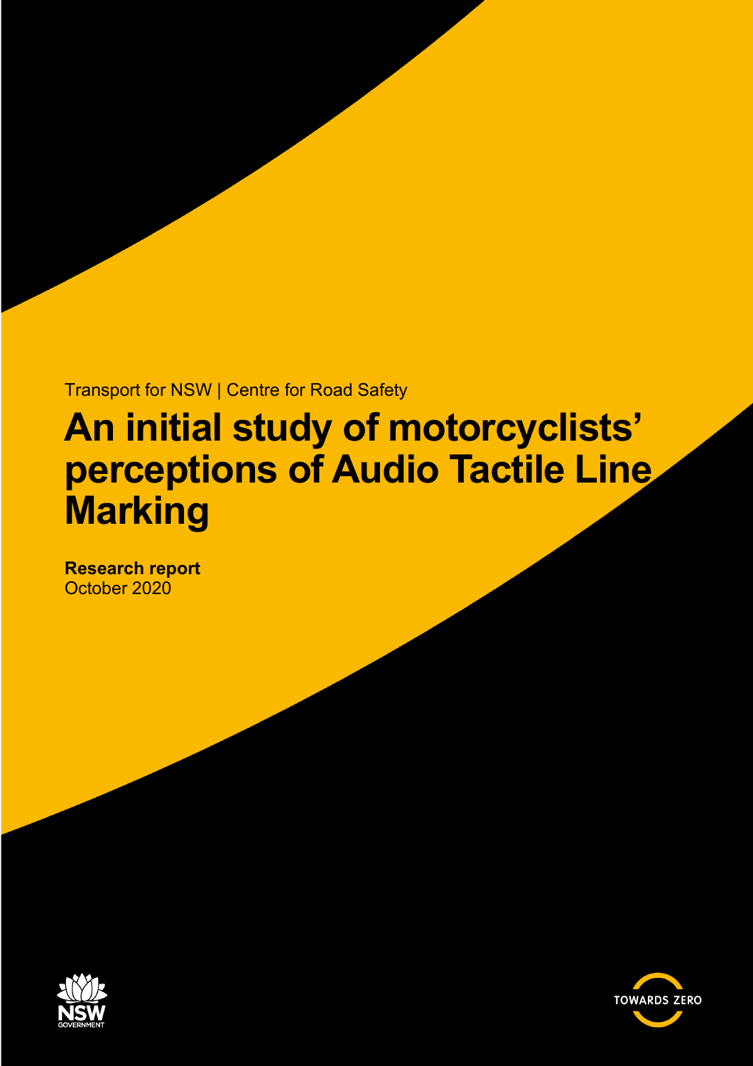Transport for NSW | Centre for Road Safety

# An initial study of motorcyclists' perceptions of Audio Tactile Line Marking

**Research report**
October 2020

NSW GOVERNMENT

TOWARDS ZERO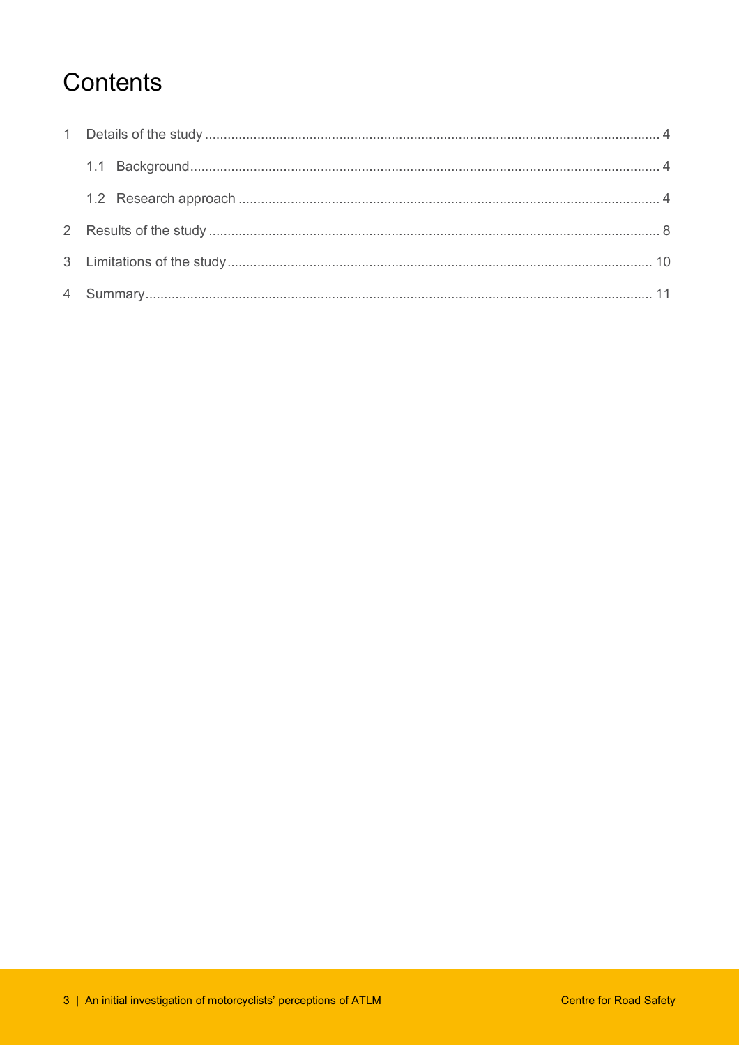# Contents

1 Details of the study ........................................................................................................................ 4

1.1 Background........................................................................................................................... 4

1.2 Research approach ............................................................................................................... 4

2 Results of the study ........................................................................................................................ 8

3 Limitations of the study................................................................................................................. 10

4 Summary....................................................................................................................................... 11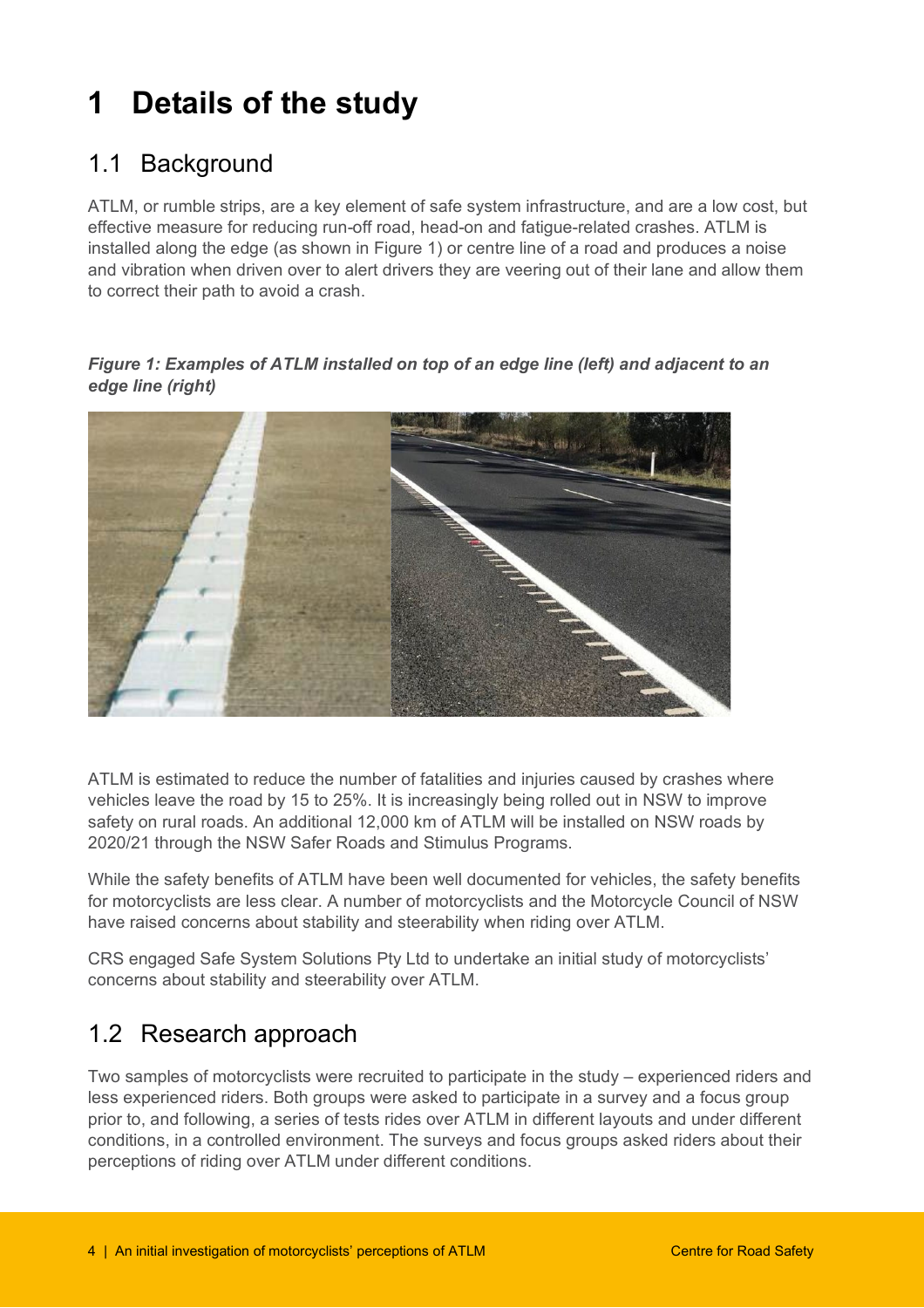# 1 Details of the study

## 1.1 Background

ATLM, or rumble strips, are a key element of safe system infrastructure, and are a low cost, but effective measure for reducing run-off road, head-on and fatigue-related crashes. ATLM is installed along the edge (as shown in Figure 1) or centre line of a road and produces a noise and vibration when driven over to alert drivers they are veering out of their lane and allow them to correct their path to avoid a crash.

***Figure 1: Examples of ATLM installed on top of an edge line (left) and adjacent to an edge line (right)***

ATLM is estimated to reduce the number of fatalities and injuries caused by crashes where vehicles leave the road by 15 to 25%. It is increasingly being rolled out in NSW to improve safety on rural roads. An additional 12,000 km of ATLM will be installed on NSW roads by 2020/21 through the NSW Safer Roads and Stimulus Programs.

While the safety benefits of ATLM have been well documented for vehicles, the safety benefits for motorcyclists are less clear. A number of motorcyclists and the Motorcycle Council of NSW have raised concerns about stability and steerability when riding over ATLM.

CRS engaged Safe System Solutions Pty Ltd to undertake an initial study of motorcyclists' concerns about stability and steerability over ATLM.

## 1.2 Research approach

Two samples of motorcyclists were recruited to participate in the study – experienced riders and less experienced riders. Both groups were asked to participate in a survey and a focus group prior to, and following, a series of tests rides over ATLM in different layouts and under different conditions, in a controlled environment. The surveys and focus groups asked riders about their perceptions of riding over ATLM under different conditions.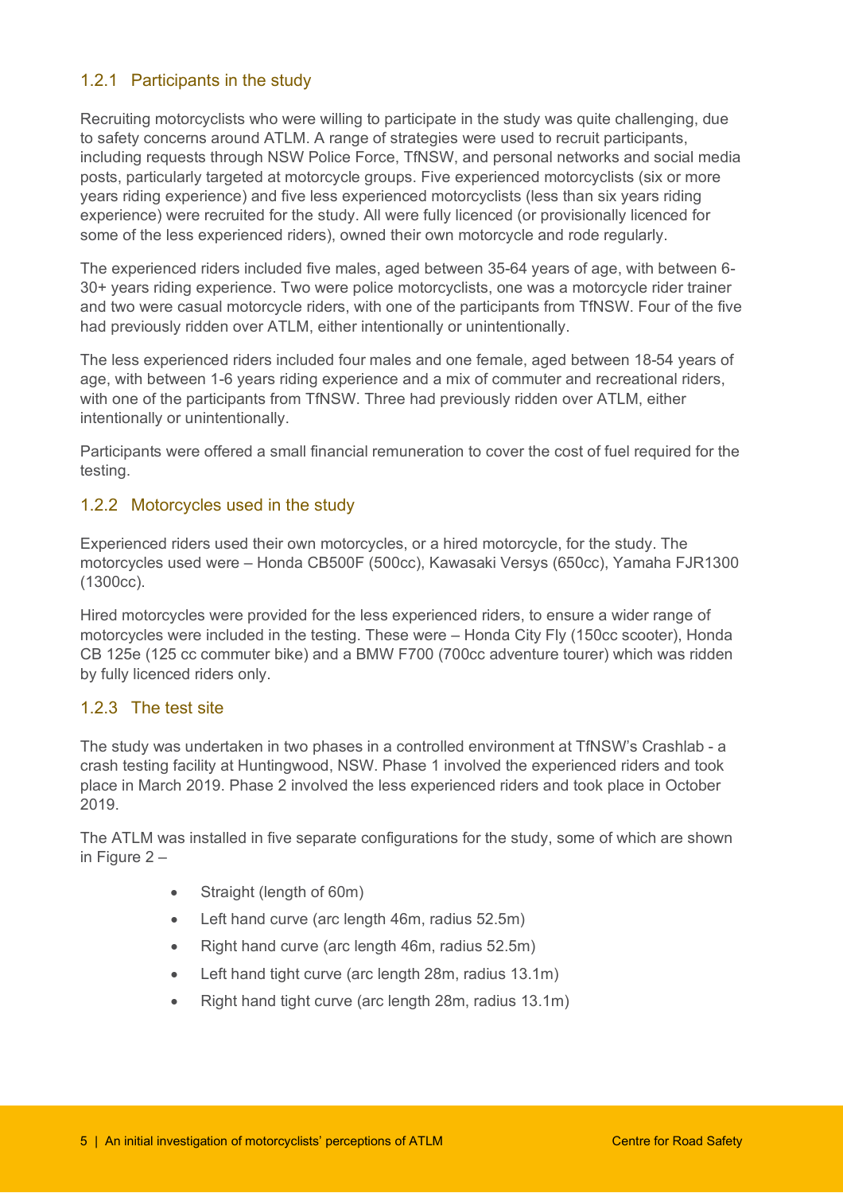### 1.2.1 Participants in the study

Recruiting motorcyclists who were willing to participate in the study was quite challenging, due to safety concerns around ATLM. A range of strategies were used to recruit participants, including requests through NSW Police Force, TfNSW, and personal networks and social media posts, particularly targeted at motorcycle groups. Five experienced motorcyclists (six or more years riding experience) and five less experienced motorcyclists (less than six years riding experience) were recruited for the study. All were fully licenced (or provisionally licenced for some of the less experienced riders), owned their own motorcycle and rode regularly.

The experienced riders included five males, aged between 35-64 years of age, with between 6-30+ years riding experience. Two were police motorcyclists, one was a motorcycle rider trainer and two were casual motorcycle riders, with one of the participants from TfNSW. Four of the five had previously ridden over ATLM, either intentionally or unintentionally.

The less experienced riders included four males and one female, aged between 18-54 years of age, with between 1-6 years riding experience and a mix of commuter and recreational riders, with one of the participants from TfNSW. Three had previously ridden over ATLM, either intentionally or unintentionally.

Participants were offered a small financial remuneration to cover the cost of fuel required for the testing.

### 1.2.2 Motorcycles used in the study

Experienced riders used their own motorcycles, or a hired motorcycle, for the study. The motorcycles used were – Honda CB500F (500cc), Kawasaki Versys (650cc), Yamaha FJR1300 (1300cc).

Hired motorcycles were provided for the less experienced riders, to ensure a wider range of motorcycles were included in the testing. These were – Honda City Fly (150cc scooter), Honda CB 125e (125 cc commuter bike) and a BMW F700 (700cc adventure tourer) which was ridden by fully licenced riders only.

### 1.2.3 The test site

The study was undertaken in two phases in a controlled environment at TfNSW's Crashlab - a crash testing facility at Huntingwood, NSW. Phase 1 involved the experienced riders and took place in March 2019. Phase 2 involved the less experienced riders and took place in October 2019.

The ATLM was installed in five separate configurations for the study, some of which are shown in Figure 2 –

- Straight (length of 60m)
- Left hand curve (arc length 46m, radius 52.5m)
- Right hand curve (arc length 46m, radius 52.5m)
- Left hand tight curve (arc length 28m, radius 13.1m)
- Right hand tight curve (arc length 28m, radius 13.1m)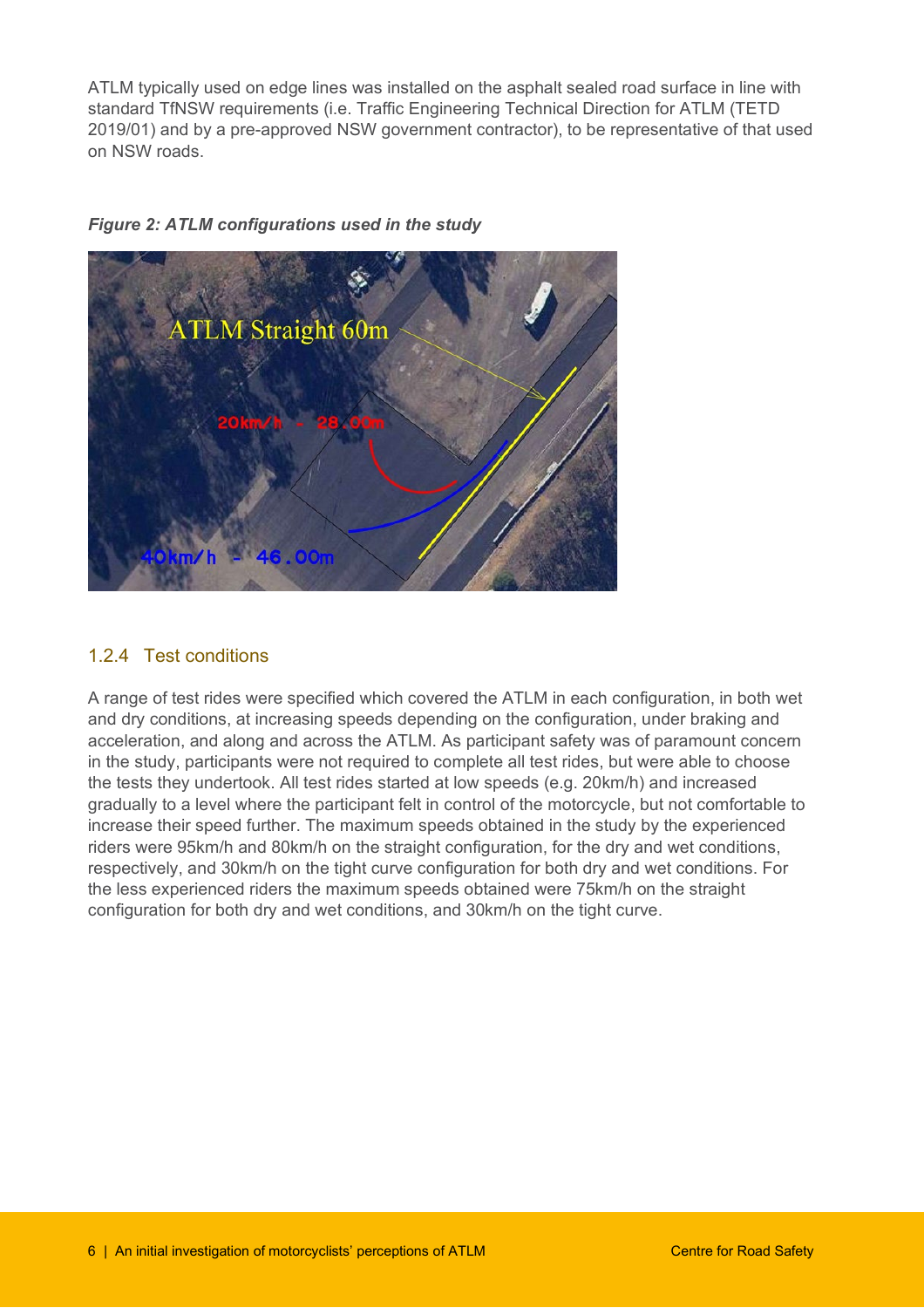ATLM typically used on edge lines was installed on the asphalt sealed road surface in line with standard TfNSW requirements (i.e. Traffic Engineering Technical Direction for ATLM (TETD 2019/01) and by a pre-approved NSW government contractor), to be representative of that used on NSW roads.

***Figure 2: ATLM configurations used in the study***

### 1.2.4 Test conditions

A range of test rides were specified which covered the ATLM in each configuration, in both wet and dry conditions, at increasing speeds depending on the configuration, under braking and acceleration, and along and across the ATLM. As participant safety was of paramount concern in the study, participants were not required to complete all test rides, but were able to choose the tests they undertook. All test rides started at low speeds (e.g. 20km/h) and increased gradually to a level where the participant felt in control of the motorcycle, but not comfortable to increase their speed further. The maximum speeds obtained in the study by the experienced riders were 95km/h and 80km/h on the straight configuration, for the dry and wet conditions, respectively, and 30km/h on the tight curve configuration for both dry and wet conditions. For the less experienced riders the maximum speeds obtained were 75km/h on the straight configuration for both dry and wet conditions, and 30km/h on the tight curve.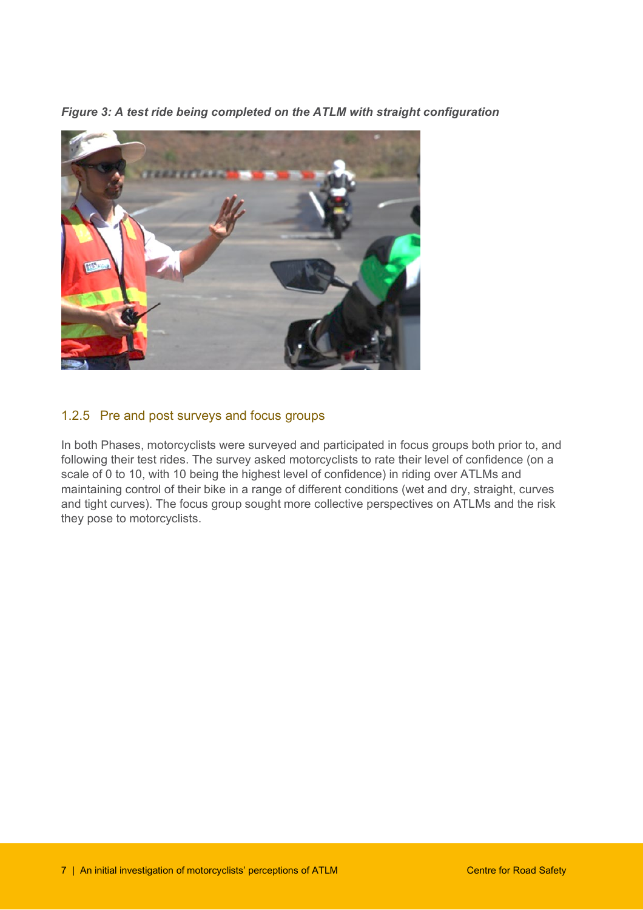*Figure 3: A test ride being completed on the ATLM with straight configuration*

### 1.2.5 Pre and post surveys and focus groups

In both Phases, motorcyclists were surveyed and participated in focus groups both prior to, and following their test rides. The survey asked motorcyclists to rate their level of confidence (on a scale of 0 to 10, with 10 being the highest level of confidence) in riding over ATLMs and maintaining control of their bike in a range of different conditions (wet and dry, straight, curves and tight curves). The focus group sought more collective perspectives on ATLMs and the risk they pose to motorcyclists.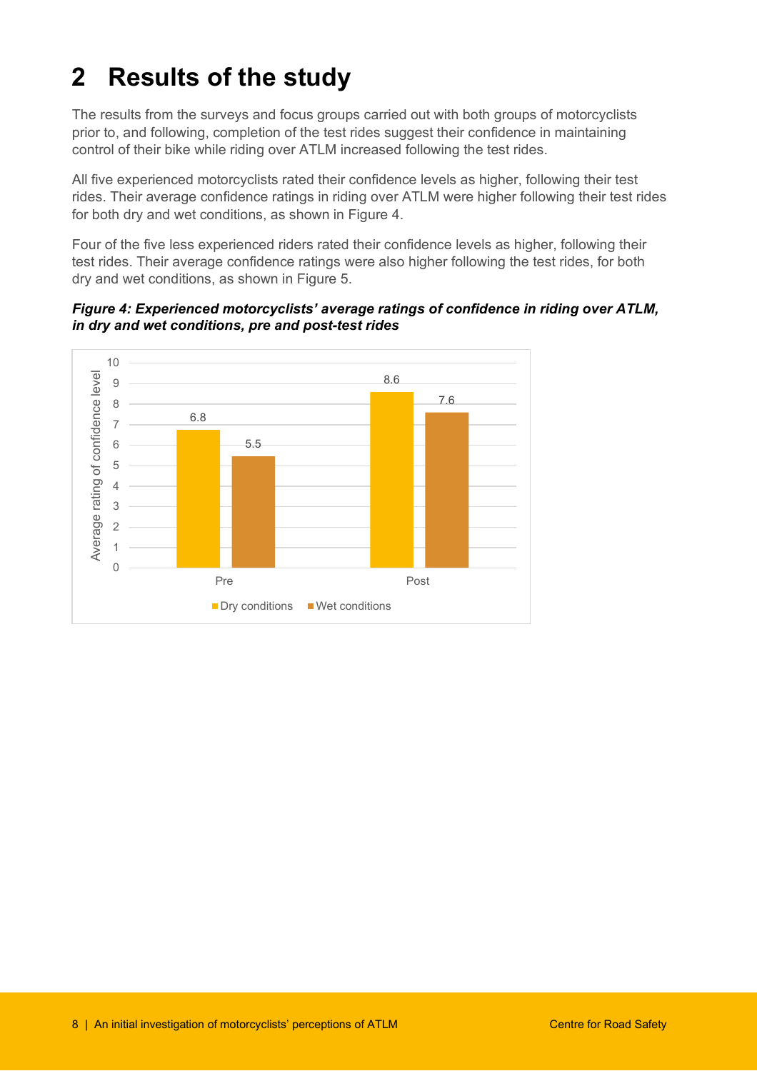# 2 Results of the study

The results from the surveys and focus groups carried out with both groups of motorcyclists prior to, and following, completion of the test rides suggest their confidence in maintaining control of their bike while riding over ATLM increased following the test rides.

All five experienced motorcyclists rated their confidence levels as higher, following their test rides. Their average confidence ratings in riding over ATLM were higher following their test rides for both dry and wet conditions, as shown in Figure 4.

Four of the five less experienced riders rated their confidence levels as higher, following their test rides. Their average confidence ratings were also higher following the test rides, for both dry and wet conditions, as shown in Figure 5.

***Figure 4: Experienced motorcyclists' average ratings of confidence in riding over ATLM, in dry and wet conditions, pre and post-test rides***

| Average rating of confidence level | Dry conditions | Wet conditions |
|---|---|---|
| Pre | 6.8 | 5.5 |
| Post | 8.6 | 7.6 |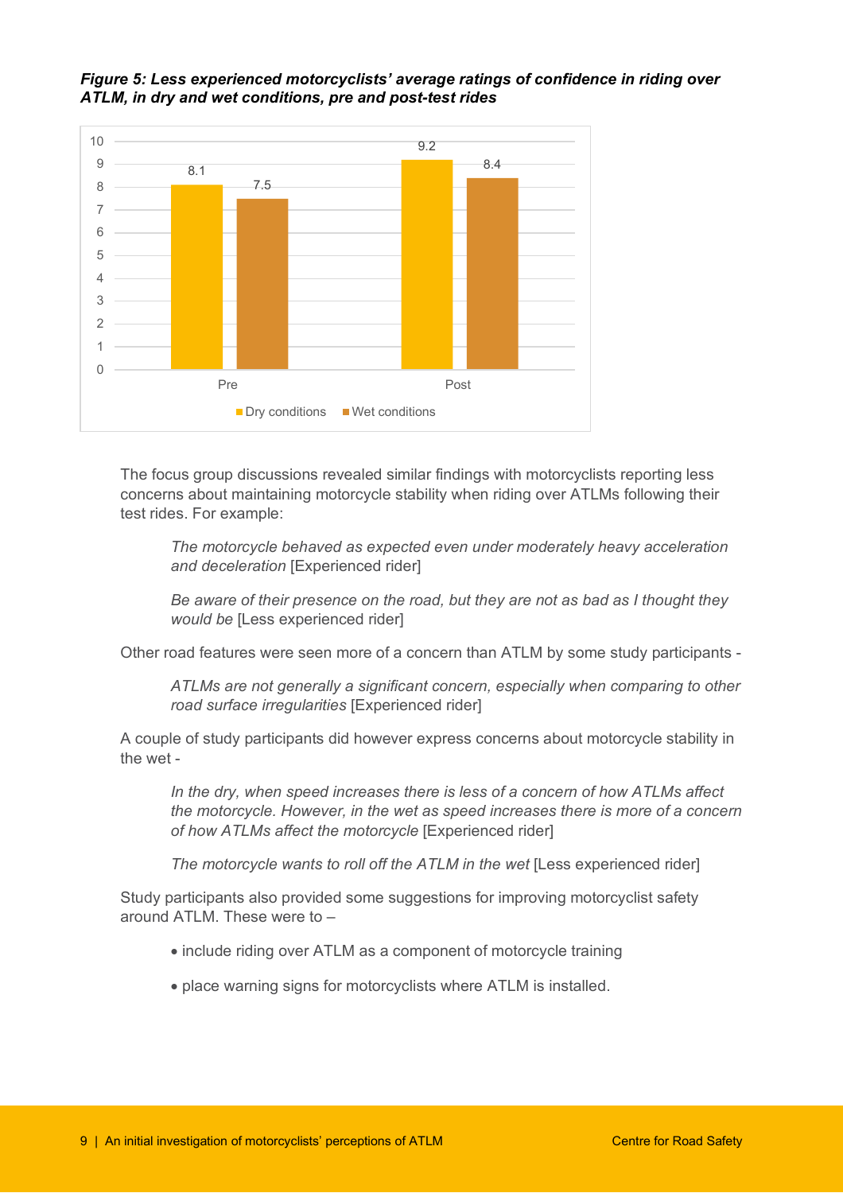***Figure 5: Less experienced motorcyclists' average ratings of confidence in riding over ATLM, in dry and wet conditions, pre and post-test rides***

| | Dry conditions | Wet conditions |
|---|---|---|
| Pre | 8.1 | 7.5 |
| Post | 9.2 | 8.4 |

The focus group discussions revealed similar findings with motorcyclists reporting less concerns about maintaining motorcycle stability when riding over ATLMs following their test rides. For example:

> *The motorcycle behaved as expected even under moderately heavy acceleration and deceleration* [Experienced rider]

> *Be aware of their presence on the road, but they are not as bad as I thought they would be* [Less experienced rider]

Other road features were seen more of a concern than ATLM by some study participants -

> *ATLMs are not generally a significant concern, especially when comparing to other road surface irregularities* [Experienced rider]

A couple of study participants did however express concerns about motorcycle stability in the wet -

> *In the dry, when speed increases there is less of a concern of how ATLMs affect the motorcycle. However, in the wet as speed increases there is more of a concern of how ATLMs affect the motorcycle* [Experienced rider]

> *The motorcycle wants to roll off the ATLM in the wet* [Less experienced rider]

Study participants also provided some suggestions for improving motorcyclist safety around ATLM. These were to –

- include riding over ATLM as a component of motorcycle training
- place warning signs for motorcyclists where ATLM is installed.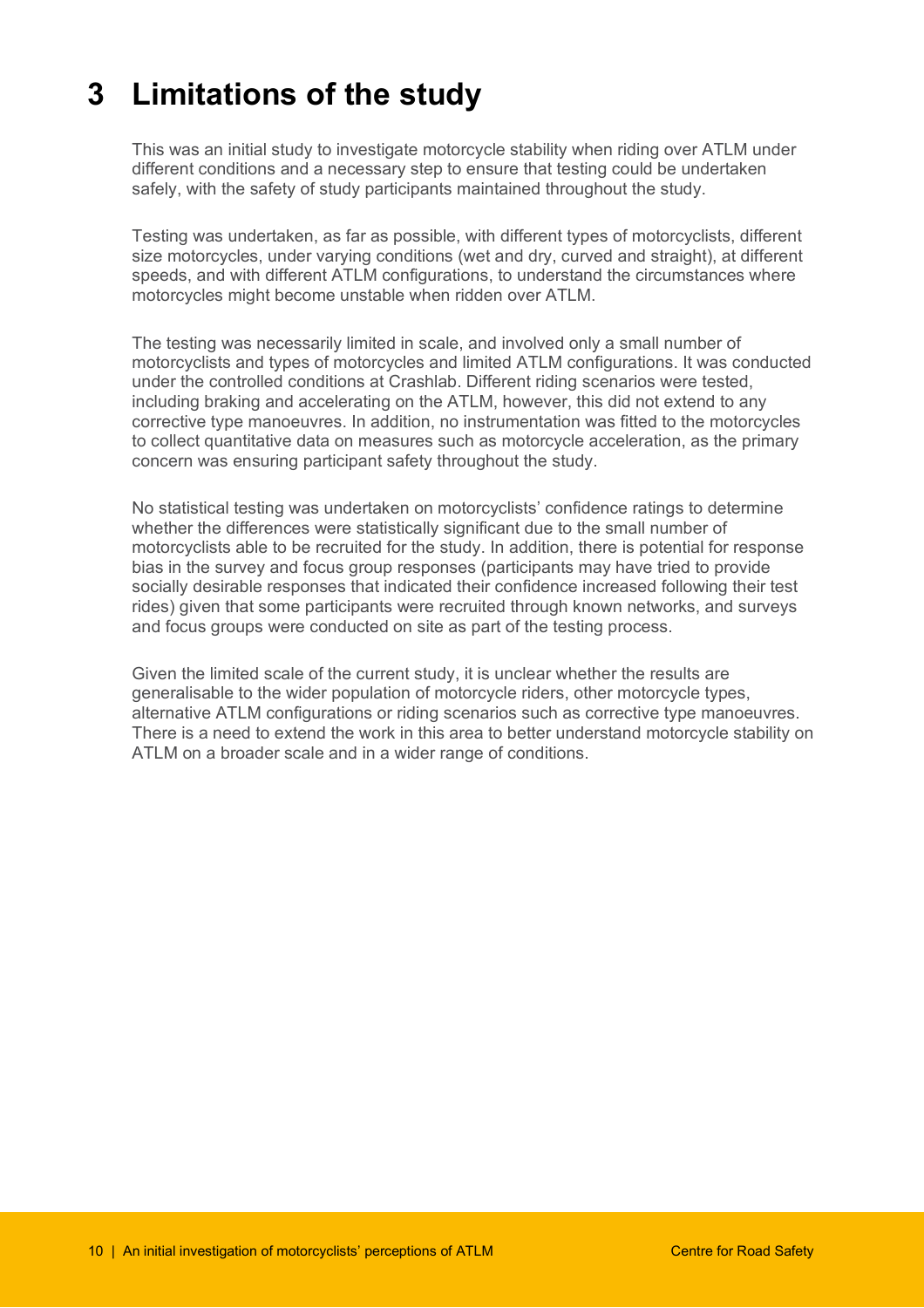# 3 Limitations of the study

This was an initial study to investigate motorcycle stability when riding over ATLM under different conditions and a necessary step to ensure that testing could be undertaken safely, with the safety of study participants maintained throughout the study.

Testing was undertaken, as far as possible, with different types of motorcyclists, different size motorcycles, under varying conditions (wet and dry, curved and straight), at different speeds, and with different ATLM configurations, to understand the circumstances where motorcycles might become unstable when ridden over ATLM.

The testing was necessarily limited in scale, and involved only a small number of motorcyclists and types of motorcycles and limited ATLM configurations. It was conducted under the controlled conditions at Crashlab. Different riding scenarios were tested, including braking and accelerating on the ATLM, however, this did not extend to any corrective type manoeuvres. In addition, no instrumentation was fitted to the motorcycles to collect quantitative data on measures such as motorcycle acceleration, as the primary concern was ensuring participant safety throughout the study.

No statistical testing was undertaken on motorcyclists' confidence ratings to determine whether the differences were statistically significant due to the small number of motorcyclists able to be recruited for the study. In addition, there is potential for response bias in the survey and focus group responses (participants may have tried to provide socially desirable responses that indicated their confidence increased following their test rides) given that some participants were recruited through known networks, and surveys and focus groups were conducted on site as part of the testing process.

Given the limited scale of the current study, it is unclear whether the results are generalisable to the wider population of motorcycle riders, other motorcycle types, alternative ATLM configurations or riding scenarios such as corrective type manoeuvres. There is a need to extend the work in this area to better understand motorcycle stability on ATLM on a broader scale and in a wider range of conditions.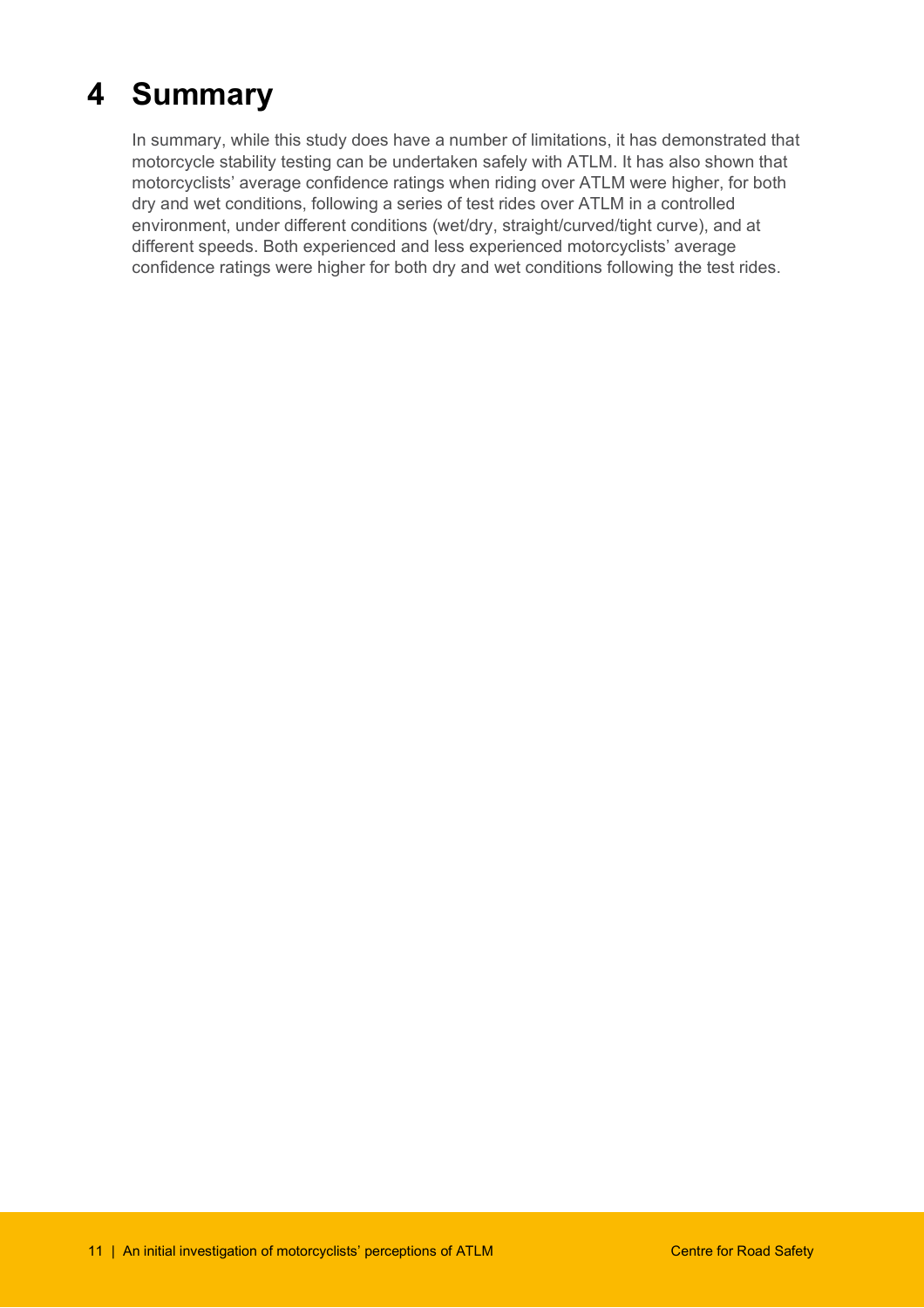# 4 Summary

In summary, while this study does have a number of limitations, it has demonstrated that motorcycle stability testing can be undertaken safely with ATLM. It has also shown that motorcyclists' average confidence ratings when riding over ATLM were higher, for both dry and wet conditions, following a series of test rides over ATLM in a controlled environment, under different conditions (wet/dry, straight/curved/tight curve), and at different speeds. Both experienced and less experienced motorcyclists' average confidence ratings were higher for both dry and wet conditions following the test rides.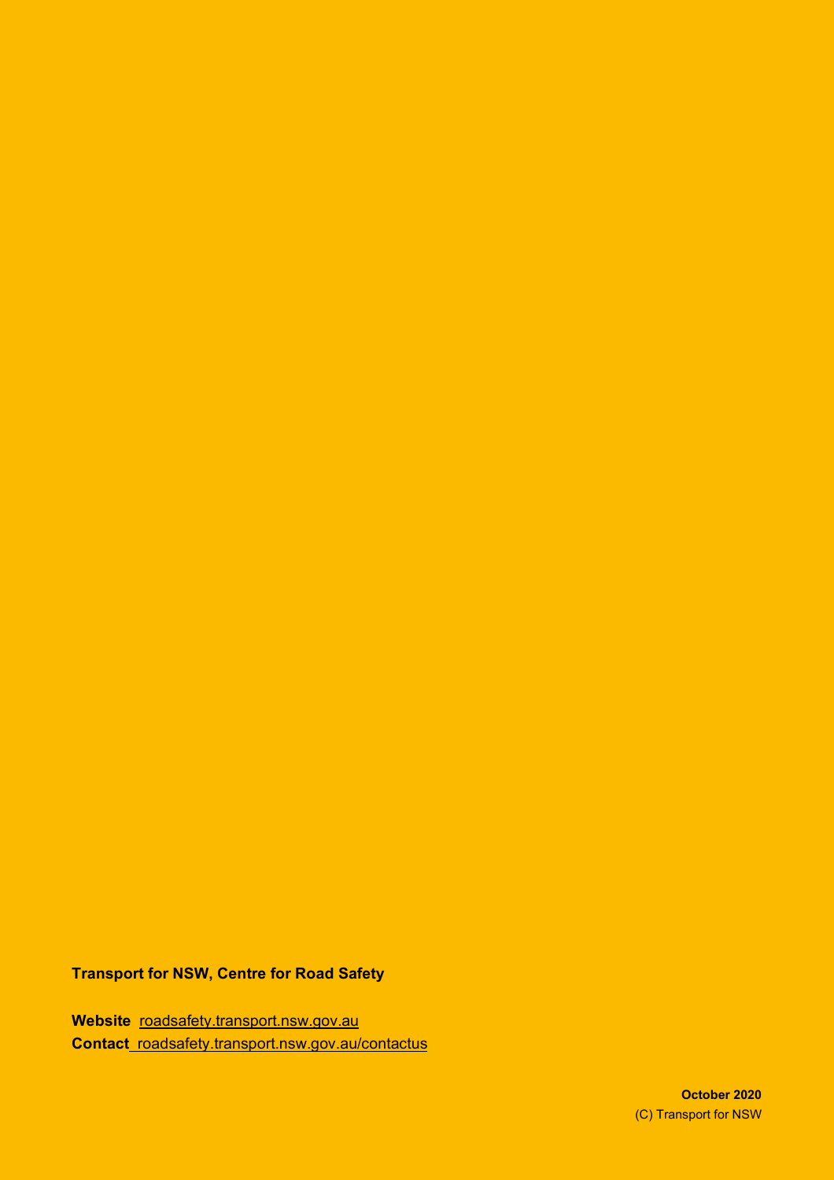**Transport for NSW, Centre for Road Safety**

**Website** roadsafety.transport.nsw.gov.au
**Contact** roadsafety.transport.nsw.gov.au/contactus

**October 2020**
(C) Transport for NSW